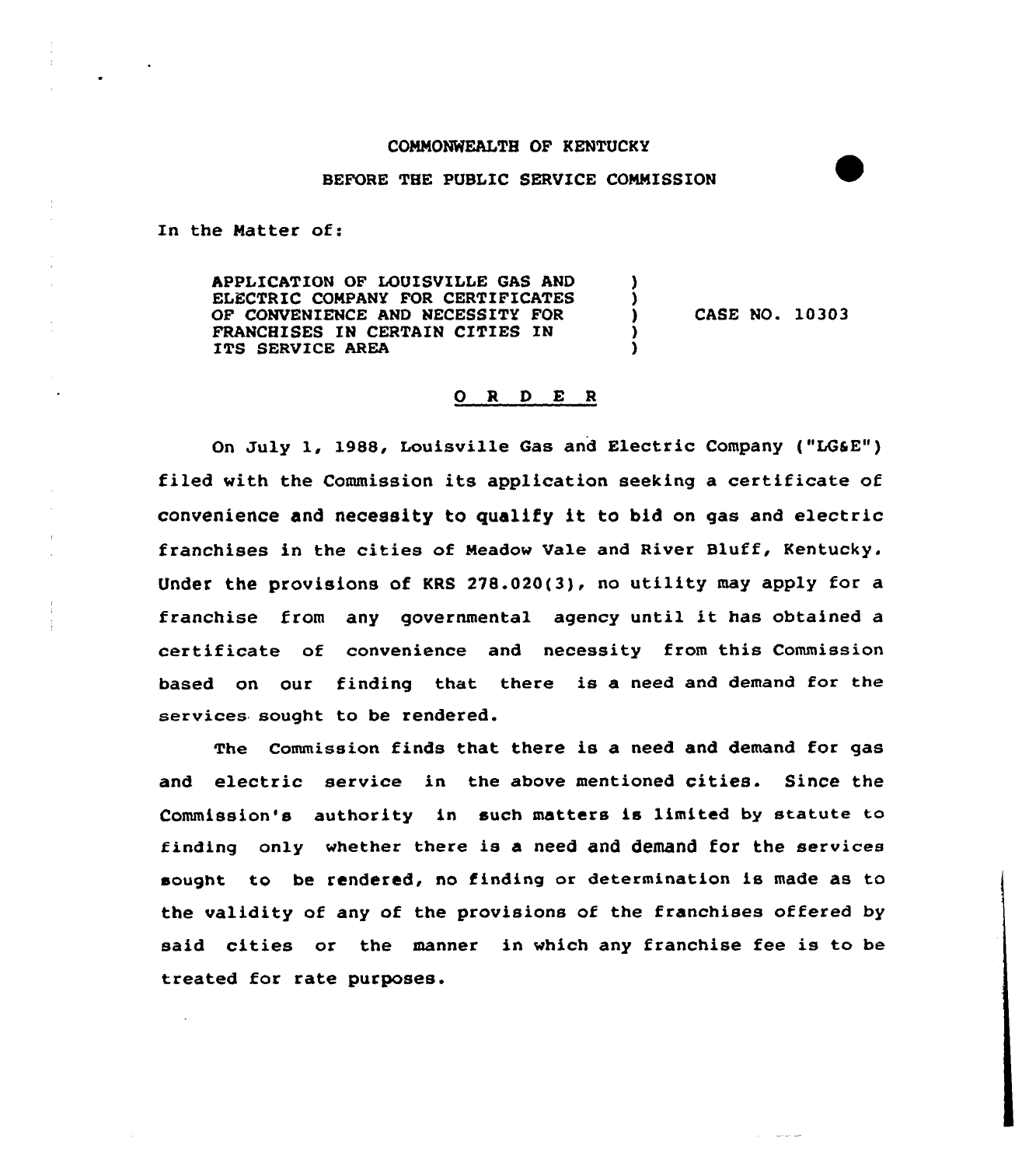COMMONWEALTH OF KENTUCKY

BEFORE THE PUBLIC SERVICE COMMISSION

In the Matter of:

| | | |
|---|---|---|
| APPLICATION OF LOUISVILLE GAS AND ELECTRIC COMPANY FOR CERTIFICATES OF CONVENIENCE AND NECESSITY FOR FRANCHISES IN CERTAIN CITIES IN ITS SERVICE AREA | ) ) ) ) ) | CASE NO. 10303 |

## O R D E R

On July 1, 1988, Louisville Gas and Electric Company ("LG&E") filed with the Commission its application seeking a certificate of convenience and necessity to qualify it to bid on gas and electric franchises in the cities of Meadow Vale and River Bluff, Kentucky. Under the provisions of KRS 278.020(3), no utility may apply for a franchise from any governmental agency until it has obtained a certificate of convenience and necessity from this Commission based on our finding that there is a need and demand for the services sought to be rendered.

The Commission finds that there is a need and demand for gas and electric service in the above mentioned cities. Since the Commission's authority in such matters is limited by statute to finding only whether there is a need and demand for the services sought to be rendered, no finding or determination is made as to the validity of any of the provisions of the franchises offered by said cities or the manner in which any franchise fee is to be treated for rate purposes.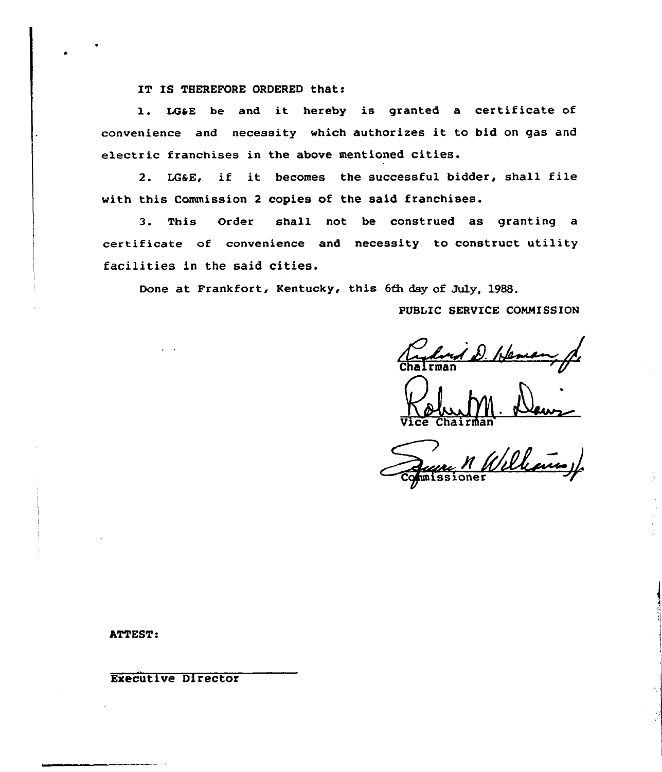IT IS THEREFORE ORDERED that:

1. LG&E be and it hereby is granted a certificate of convenience and necessity which authorizes it to bid on gas and electric franchises in the above mentioned cities.

2. LG&E, if it becomes the successful bidder, shall file with this Commission 2 copies of the said franchises.

3. This Order shall not be construed as granting a certificate of convenience and necessity to construct utility facilities in the said cities.

Done at Frankfort, Kentucky, this 6th day of July, 1988.

PUBLIC SERVICE COMMISSION

Chairman

Vice Chairman

Commissioner

ATTEST:

Executive Director